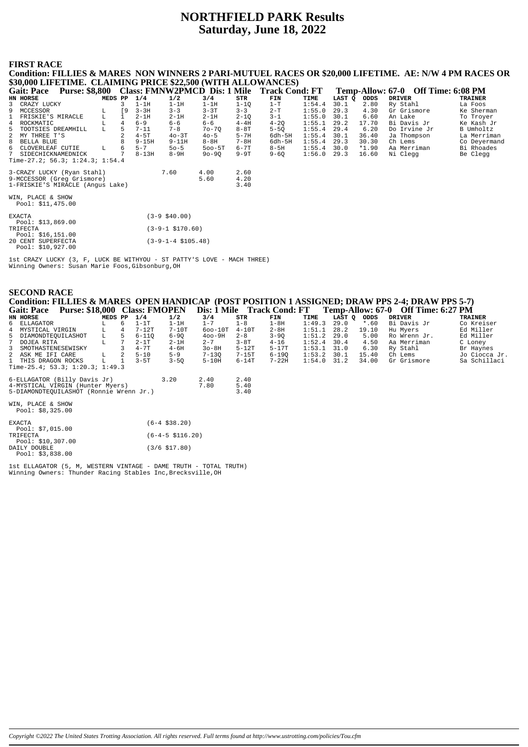# NORTHFIELD PARK Results
## Saturday, June 18, 2022

### FIRST RACE

**Condition: FILLIES & MARES NON WINNERS 2 PARI-MUTUEL RACES OR $20,000 LIFETIME. AE: N/W 4 PM RACES OR $30,000 LIFETIME. CLAIMING PRICE $22,500 (WITH ALLOWANCES)**

**Gait: Pace Purse: $8,800 Class: FMNW2PMCD Dis: 1 Mile Track Cond: FT Temp-Allow: 67-0 Off Time: 6:08 PM**

| HN | HORSE | MEDS | PP | 1/4 | 1/2 | 3/4 | STR | FIN | TIME | LAST Q | ODDS | DRIVER | TRAINER |
|---|---|---|---|---|---|---|---|---|---|---|---|---|---|
| 3 | CRAZY LUCKY | | 3 | 1-1H | 1-1H | 1-1H | 1-1Q | 1-T | 1:54.4 | 30.1 | 2.80 | Ry Stahl | La Foos |
| 9 | MCCESSOR | L | [9 | 3-3H | 3-3 | 3-3T | 3-3 | 2-T | 1:55.0 | 29.3 | 4.30 | Gr Grismore | Ke Sherman |
| 1 | FRISKIE'S MIRACLE | L | 1 | 2-1H | 2-1H | 2-1H | 2-1Q | 3-1 | 1:55.0 | 30.1 | 6.60 | An Lake | To Troyer |
| 4 | ROCKMATIC | L | 4 | 6-9 | 6-6 | 6-6 | 4-4H | 4-2Q | 1:55.1 | 29.2 | 17.70 | Bi Davis Jr | Ke Kash Jr |
| 5 | TOOTSIES DREAMHILL | L | 5 | 7-11 | 7-8 | 7o-7Q | 8-8T | 5-5Q | 1:55.4 | 29.4 | 6.20 | Do Irvine Jr | B Umholtz |
| 2 | MY THREE T'S | | 2 | 4-5T | 4o-3T | 4o-5 | 5-7H | 6dh-5H | 1:55.4 | 30.1 | 36.40 | Ja Thompson | La Merriman |
| 8 | BELLA BLUE | | 8 | 9-15H | 9-11H | 8-8H | 7-8H | 6dh-5H | 1:55.4 | 29.3 | 30.30 | Ch Lems | Co Deyermand |
| 6 | CLOVERLEAF CUTIE | L | 6 | 5-7 | 5o-5 | 5oo-5T | 6-7T | 8-5H | 1:55.4 | 30.0 | *1.90 | Aa Merriman | Bi Rhoades |
| 7 | SIDECHICKNAMEDNICK | | 7 | 8-13H | 8-9H | 9o-9Q | 9-9T | 9-6Q | 1:56.0 | 29.3 | 16.60 | Ni Clegg | Be Clegg |

Time-27.2; 56.3; 1:24.3; 1:54.4

| | | | |
|---|---|---|---|
| 3-CRAZY LUCKY (Ryan Stahl) | 7.60 | 4.00 | 2.60 |
| 9-MCCESSOR (Greg Grismore) | | 5.60 | 4.20 |
| 1-FRISKIE'S MIRACLE (Angus Lake) | | | 3.40 |

WIN, PLACE & SHOW
Pool: $11,475.00

| | |
|---|---|
| EXACTA Pool: $13,869.00 | (3-9 $40.00) |
| TRIFECTA Pool: $16,151.00 | (3-9-1 $170.60) |
| 20 CENT SUPERFECTA Pool: $10,927.00 | (3-9-1-4 $105.48) |

1st CRAZY LUCKY (3, F, LUCK BE WITHYOU - ST PATTY'S LOVE - MACH THREE)
Winning Owners: Susan Marie Foos,Gibsonburg,OH

### SECOND RACE

**Condition: FILLIES & MARES OPEN HANDICAP (POST POSITION 1 ASSIGNED; DRAW PPS 2-4; DRAW PPS 5-7)**

**Gait: Pace Purse: $18,000 Class: FMOPEN Dis: 1 Mile Track Cond: FT Temp-Allow: 67-0 Off Time: 6:27 PM**

| HN | HORSE | MEDS | PP | 1/4 | 1/2 | 3/4 | STR | FIN | TIME | LAST Q | ODDS | DRIVER | TRAINER |
|---|---|---|---|---|---|---|---|---|---|---|---|---|---|
| 6 | ELLAGATOR | L | 6 | 1-1T | 1-1H | 1-7 | 1-8 | 1-8H | 1:49.3 | 29.0 | *.60 | Bi Davis Jr | Co Kreiser |
| 4 | MYSTICAL VIRGIN | L | 4 | 7-12T | 7-10T | 6oo-10T | 4-10T | 2-8H | 1:51.1 | 28.2 | 19.10 | Hu Myers | Ed Miller |
| 5 | DIAMONDTEQUILASHOT | L | 5 | 6-11Q | 6-9Q | 4oo-9H | 2-8 | 3-9Q | 1:51.2 | 29.0 | 5.00 | Ro Wrenn Jr. | Ed Miller |
| 7 | DOJEA RITA | L | 7 | 2-1T | 2-1H | 2-7 | 3-8T | 4-16 | 1:52.4 | 30.4 | 4.50 | Aa Merriman | C Loney |
| 3 | SMOTHASTENESEWISKY | | 3 | 4-7T | 4-6H | 3o-8H | 5-12T | 5-17T | 1:53.1 | 31.0 | 6.30 | Ry Stahl | Br Haynes |
| 2 | ASK ME IFI CARE | L | 2 | 5-10 | 5-9 | 7-13Q | 7-15T | 6-19Q | 1:53.2 | 30.1 | 15.40 | Ch Lems | Jo Ciocca Jr. |
| 1 | THIS DRAGON ROCKS | L | 1 | 3-5T | 3-5Q | 5-10H | 6-14T | 7-22H | 1:54.0 | 31.2 | 34.00 | Gr Grismore | Sa Schillaci |

Time-25.4; 53.3; 1:20.3; 1:49.3

| | | | |
|---|---|---|---|
| 6-ELLAGATOR (Billy Davis Jr) | 3.20 | 2.40 | 2.40 |
| 4-MYSTICAL VIRGIN (Hunter Myers) | | 7.80 | 5.40 |
| 5-DIAMONDTEQUILASHOT (Ronnie Wrenn Jr.) | | | 3.40 |

WIN, PLACE & SHOW
Pool: $8,325.00

| | |
|---|---|
| EXACTA Pool: $7,015.00 | (6-4 $38.20) |
| TRIFECTA Pool: $10,307.00 | (6-4-5 $116.20) |
| DAILY DOUBLE Pool: $3,838.00 | (3/6 $17.80) |

1st ELLAGATOR (5, M, WESTERN VINTAGE - DAME TRUTH - TOTAL TRUTH)
Winning Owners: Thunder Racing Stables Inc,Brecksville,OH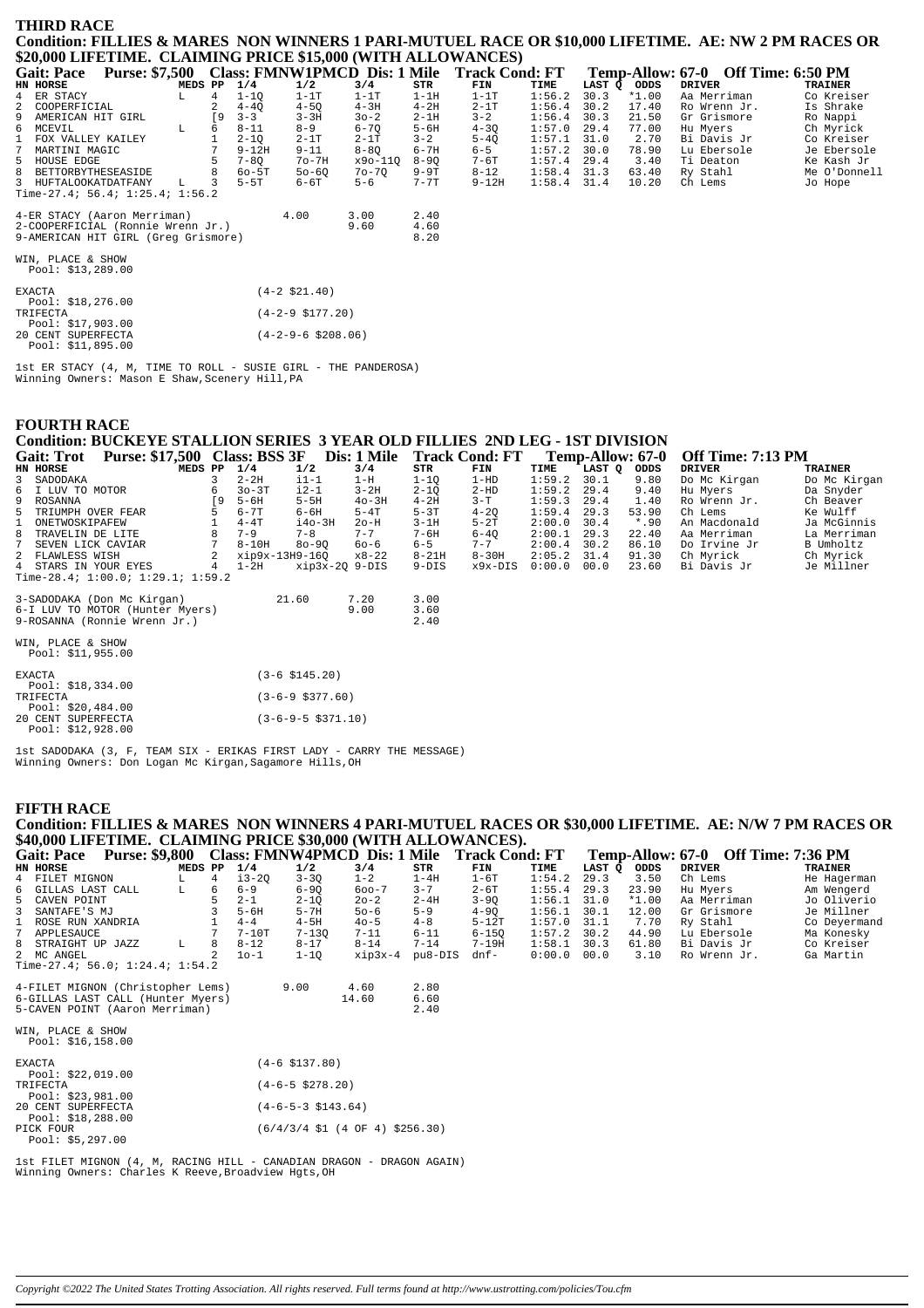# THIRD RACE

**Condition: FILLIES & MARES NON WINNERS 1 PARI-MUTUEL RACE OR $10,000 LIFETIME. AE: NW 2 PM RACES OR $20,000 LIFETIME. CLAIMING PRICE $15,000 (WITH ALLOWANCES)**

**Gait: Pace Purse: $7,500 Class: FMNW1PMCD Dis: 1 Mile Track Cond: FT Temp-Allow: 67-0 Off Time: 6:50 PM**

| HN | HORSE | MEDS | PP | 1/4 | 1/2 | 3/4 | STR | FIN | TIME | LAST Q | ODDS | DRIVER | TRAINER |
|---|---|---|---|---|---|---|---|---|---|---|---|---|---|
| 4 | ER STACY | L | 4 | 1-1Q | 1-1T | 1-1T | 1-1H | 1-1T | 1:56.2 | 30.3 | *1.00 | Aa Merriman | Co Kreiser |
| 2 | COOPERFICIAL | | 2 | 4-4Q | 4-5Q | 4-3H | 4-2H | 2-1T | 1:56.4 | 30.2 | 17.40 | Ro Wrenn Jr. | Is Shrake |
| 9 | AMERICAN HIT GIRL | | [9 | 3-3 | 3-3H | 3o-2 | 2-1H | 3-2 | 1:56.4 | 30.3 | 21.50 | Gr Grismore | Ro Nappi |
| 6 | MCEVIL | L | 6 | 8-11 | 8-9 | 6-7Q | 5-6H | 4-3Q | 1:57.0 | 29.4 | 77.00 | Hu Myers | Ch Myrick |
| 1 | FOX VALLEY KAILEY | | 1 | 2-1Q | 2-1T | 2-1T | 3-2 | 5-4Q | 1:57.1 | 31.0 | 2.70 | Bi Davis Jr | Co Kreiser |
| 7 | MARTINI MAGIC | | 7 | 9-12H | 9-11 | 8-8Q | 6-7H | 6-5 | 1:57.2 | 30.0 | 78.90 | Lu Ebersole | Je Ebersole |
| 5 | HOUSE EDGE | | 5 | 7-8Q | 7o-7H | x9o-11Q | 8-9Q | 7-6T | 1:57.4 | 29.4 | 3.40 | Ti Deaton | Ke Kash Jr |
| 8 | BETTORBYTHESEASIDE | | 8 | 6o-5T | 5o-6Q | 7o-7Q | 9-9T | 8-12 | 1:58.4 | 31.3 | 63.40 | Ry Stahl | Me O'Donnell |
| 3 | HUFTALOOKATDATFANY | L | 3 | 5-5T | 6-6T | 5-6 | 7-7T | 9-12H | 1:58.4 | 31.4 | 10.20 | Ch Lems | Jo Hope |

Time-27.4; 56.4; 1:25.4; 1:56.2

| | Win | Place | Show |
|---|---|---|---|
| 4-ER STACY (Aaron Merriman) | 4.00 | 3.00 | 2.40 |
| 2-COOPERFICIAL (Ronnie Wrenn Jr.) | | 9.60 | 4.60 |
| 9-AMERICAN HIT GIRL (Greg Grismore) | | | 8.20 |

WIN, PLACE & SHOW
Pool: $13,289.00

EXACTA (4-2 $21.40)
Pool: $18,276.00
TRIFECTA (4-2-9 $177.20)
Pool: $17,903.00
20 CENT SUPERFECTA (4-2-9-6 $208.06)
Pool: $11,895.00

1st ER STACY (4, M, TIME TO ROLL - SUSIE GIRL - THE PANDEROSA)
Winning Owners: Mason E Shaw,Scenery Hill,PA

# FOURTH RACE

**Condition: BUCKEYE STALLION SERIES 3 YEAR OLD FILLIES 2ND LEG - 1ST DIVISION**

**Gait: Trot Purse: $17,500 Class: BSS 3F Dis: 1 Mile Track Cond: FT Temp-Allow: 67-0 Off Time: 7:13 PM**

| HN | HORSE | MEDS | PP | 1/4 | 1/2 | 3/4 | STR | FIN | TIME | LAST Q | ODDS | DRIVER | TRAINER |
|---|---|---|---|---|---|---|---|---|---|---|---|---|---|
| 3 | SADODAKA | | 3 | 2-2H | i1-1 | 1-H | 1-1Q | 1-HD | 1:59.2 | 30.1 | 9.80 | Do Mc Kirgan | Do Mc Kirgan |
| 6 | I LUV TO MOTOR | | 6 | 3o-3T | i2-1 | 3-2H | 2-1Q | 2-HD | 1:59.2 | 29.4 | 9.40 | Hu Myers | Da Snyder |
| 9 | ROSANNA | | [9 | 5-6H | 5-5H | 4o-3H | 4-2H | 3-T | 1:59.3 | 29.4 | 1.40 | Ro Wrenn Jr. | Ch Beaver |
| 5 | TRIUMPH OVER FEAR | | 5 | 6-7T | 6-6H | 5-4T | 5-3T | 4-2Q | 1:59.4 | 29.3 | 53.90 | Ch Lems | Ke Wulff |
| 1 | ONETWOSKIPAFEW | | 1 | 4-4T | i4o-3H | 2o-H | 3-1H | 5-2T | 2:00.0 | 30.4 | *.90 | An Macdonald | Ja McGinnis |
| 8 | TRAVELIN DE LITE | | 8 | 7-9 | 7-8 | 7-7 | 7-6H | 6-4Q | 2:00.1 | 29.3 | 22.40 | Aa Merriman | La Merriman |
| 7 | SEVEN LICK CAVIAR | | 7 | 8-10H | 8o-9Q | 6o-6 | 6-5 | 7-7 | 2:00.4 | 30.2 | 86.10 | Do Irvine Jr | B Umholtz |
| 2 | FLAWLESS WISH | | 2 | xip9x-13H9-16Q | | x8-22 | 8-21H | 8-30H | 2:05.2 | 31.4 | 91.30 | Ch Myrick | Ch Myrick |
| 4 | STARS IN YOUR EYES | | 4 | 1-2H | xip3x-2Q 9-DIS | | 9-DIS | x9x-DIS | 0:00.0 | 00.0 | 23.60 | Bi Davis Jr | Je Millner |

Time-28.4; 1:00.0; 1:29.1; 1:59.2

| | Win | Place | Show |
|---|---|---|---|
| 3-SADODAKA (Don Mc Kirgan) | 21.60 | 7.20 | 3.00 |
| 6-I LUV TO MOTOR (Hunter Myers) | | 9.00 | 3.60 |
| 9-ROSANNA (Ronnie Wrenn Jr.) | | | 2.40 |

WIN, PLACE & SHOW
Pool: $11,955.00

EXACTA (3-6 $145.20)
Pool: $18,334.00
TRIFECTA (3-6-9 $377.60)
Pool: $20,484.00
20 CENT SUPERFECTA (3-6-9-5 $371.10)
Pool: $12,928.00

1st SADODAKA (3, F, TEAM SIX - ERIKAS FIRST LADY - CARRY THE MESSAGE)
Winning Owners: Don Logan Mc Kirgan,Sagamore Hills,OH

# FIFTH RACE

**Condition: FILLIES & MARES NON WINNERS 4 PARI-MUTUEL RACES OR $30,000 LIFETIME. AE: N/W 7 PM RACES OR $40,000 LIFETIME. CLAIMING PRICE $30,000 (WITH ALLOWANCES).**

**Gait: Pace Purse: $9,800 Class: FMNW4PMCD Dis: 1 Mile Track Cond: FT Temp-Allow: 67-0 Off Time: 7:36 PM**

| HN | HORSE | MEDS | PP | 1/4 | 1/2 | 3/4 | STR | FIN | TIME | LAST Q | ODDS | DRIVER | TRAINER |
|---|---|---|---|---|---|---|---|---|---|---|---|---|---|
| 4 | FILET MIGNON | L | 4 | i3-2Q | 3-3Q | 1-2 | 1-4H | 1-6T | 1:54.2 | 29.3 | 3.50 | Ch Lems | He Hagerman |
| 6 | GILLAS LAST CALL | L | 6 | 6-9 | 6-9Q | 6oo-7 | 3-7 | 2-6T | 1:55.4 | 29.3 | 23.90 | Hu Myers | Am Wengerd |
| 5 | CAVEN POINT | | 5 | 2-1 | 2-1Q | 2o-2 | 2-4H | 3-9Q | 1:56.1 | 31.0 | *1.00 | Aa Merriman | Jo Oliverio |
| 3 | SANTAFE'S MJ | | 3 | 5-6H | 5-7H | 5o-6 | 5-9 | 4-9Q | 1:56.1 | 30.1 | 12.00 | Gr Grismore | Je Millner |
| 1 | ROSE RUN XANDRIA | | 1 | 4-4 | 4-5H | 4o-5 | 4-8 | 5-12T | 1:57.0 | 31.1 | 7.70 | Ry Stahl | Co Deyermand |
| 7 | APPLESAUCE | | 7 | 7-10T | 7-13Q | 7-11 | 6-11 | 6-15Q | 1:57.2 | 30.2 | 44.90 | Lu Ebersole | Ma Konesky |
| 8 | STRAIGHT UP JAZZ | L | 8 | 8-12 | 8-17 | 8-14 | 7-14 | 7-19H | 1:58.1 | 30.3 | 61.80 | Bi Davis Jr | Co Kreiser |
| 2 | MC ANGEL | | 2 | 1o-1 | 1-1Q | xip3x-4 | pu8-DIS | dnf- | 0:00.0 | 00.0 | 3.10 | Ro Wrenn Jr. | Ga Martin |

Time-27.4; 56.0; 1:24.4; 1:54.2

| | Win | Place | Show |
|---|---|---|---|
| 4-FILET MIGNON (Christopher Lems) | 9.00 | 4.60 | 2.80 |
| 6-GILLAS LAST CALL (Hunter Myers) | | 14.60 | 6.60 |
| 5-CAVEN POINT (Aaron Merriman) | | | 2.40 |

WIN, PLACE & SHOW
Pool: $16,158.00

EXACTA (4-6 $137.80)
Pool: $22,019.00
TRIFECTA (4-6-5 $278.20)
Pool: $23,981.00
20 CENT SUPERFECTA (4-6-5-3 $143.64)
Pool: $18,288.00
PICK FOUR (6/4/3/4 $1 (4 OF 4) $256.30)
Pool: $5,297.00

1st FILET MIGNON (4, M, RACING HILL - CANADIAN DRAGON - DRAGON AGAIN)
Winning Owners: Charles K Reeve,Broadview Hgts,OH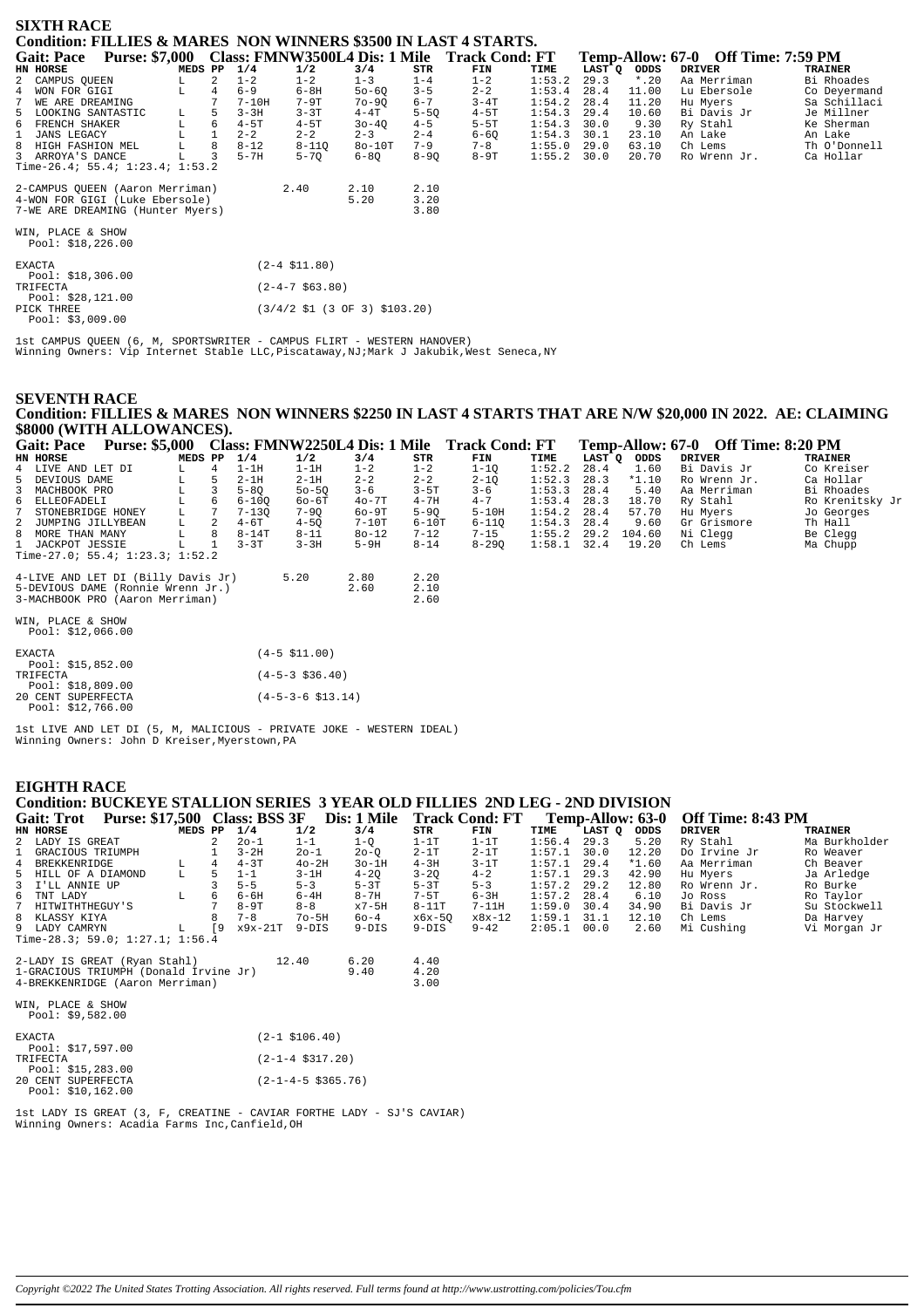## SIXTH RACE

### Condition: FILLIES & MARES NON WINNERS $3500 IN LAST 4 STARTS.

**Gait: Pace Purse: $7,000 Class: FMNW3500L4 Dis: 1 Mile Track Cond: FT Temp-Allow: 67-0 Off Time: 7:59 PM**

| HN | HORSE | MEDS | PP | 1/4 | 1/2 | 3/4 | STR | FIN | TIME | LAST Q | ODDS | DRIVER | TRAINER |
|---|---|---|---|---|---|---|---|---|---|---|---|---|---|
| 2 | CAMPUS QUEEN | L | 2 | 1-2 | 1-2 | 1-3 | 1-4 | 1-2 | 1:53.2 | 29.3 | *.20 | Aa Merriman | Bi Rhoades |
| 4 | WON FOR GIGI | L | 4 | 6-9 | 6-8H | 5o-6Q | 3-5 | 2-2 | 1:53.4 | 28.4 | 11.00 | Lu Ebersole | Co Deyermand |
| 7 | WE ARE DREAMING | | 7 | 7-10H | 7-9T | 7o-9Q | 6-7 | 3-4T | 1:54.2 | 28.4 | 11.20 | Hu Myers | Sa Schillaci |
| 5 | LOOKING SANTASTIC | L | 5 | 3-3H | 3-3T | 4-4T | 5-5Q | 4-5T | 1:54.3 | 29.4 | 10.60 | Bi Davis Jr | Je Millner |
| 6 | FRENCH SHAKER | L | 6 | 4-5T | 4-5T | 3o-4Q | 4-5 | 5-5T | 1:54.3 | 30.0 | 9.30 | Ry Stahl | Ke Sherman |
| 1 | JANS LEGACY | L | 1 | 2-2 | 2-2 | 2-3 | 2-4 | 6-6Q | 1:54.3 | 30.1 | 23.10 | An Lake | An Lake |
| 8 | HIGH FASHION MEL | L | 8 | 8-12 | 8-11Q | 8o-10T | 7-9 | 7-8 | 1:55.0 | 29.0 | 63.10 | Ch Lems | Th O'Donnell |
| 3 | ARROYA'S DANCE | L | 3 | 5-7H | 5-7Q | 6-8Q | 8-9Q | 8-9T | 1:55.2 | 30.0 | 20.70 | Ro Wrenn Jr. | Ca Hollar |

Time-26.4; 55.4; 1:23.4; 1:53.2

| | | | |
|---|---|---|---|
| 2-CAMPUS QUEEN (Aaron Merriman) | 2.40 | 2.10 | 2.10 |
| 4-WON FOR GIGI (Luke Ebersole) | | 5.20 | 3.20 |
| 7-WE ARE DREAMING (Hunter Myers) | | | 3.80 |

WIN, PLACE & SHOW
Pool: $18,226.00

| | |
|---|---|
| EXACTA Pool: $18,306.00 | (2-4 $11.80) |
| TRIFECTA Pool: $28,121.00 | (2-4-7 $63.80) |
| PICK THREE Pool: $3,009.00 | (3/4/2 $1 (3 OF 3) $103.20) |

1st CAMPUS QUEEN (6, M, SPORTSWRITER - CAMPUS FLIRT - WESTERN HANOVER)
Winning Owners: Vip Internet Stable LLC,Piscataway,NJ;Mark J Jakubik,West Seneca,NY

## SEVENTH RACE

### Condition: FILLIES & MARES NON WINNERS $2250 IN LAST 4 STARTS THAT ARE N/W $20,000 IN 2022. AE: CLAIMING $8000 (WITH ALLOWANCES).

**Gait: Pace Purse: $5,000 Class: FMNW2250L4 Dis: 1 Mile Track Cond: FT Temp-Allow: 67-0 Off Time: 8:20 PM**

| HN | HORSE | MEDS | PP | 1/4 | 1/2 | 3/4 | STR | FIN | TIME | LAST Q | ODDS | DRIVER | TRAINER |
|---|---|---|---|---|---|---|---|---|---|---|---|---|---|
| 4 | LIVE AND LET DI | L | 4 | 1-1H | 1-1H | 1-2 | 1-2 | 1-1Q | 1:52.2 | 28.4 | 1.60 | Bi Davis Jr | Co Kreiser |
| 5 | DEVIOUS DAME | L | 5 | 2-1H | 2-1H | 2-2 | 2-2 | 2-1Q | 1:52.3 | 28.3 | *1.10 | Ro Wrenn Jr. | Ca Hollar |
| 3 | MACHBOOK PRO | L | 3 | 5-8Q | 5o-5Q | 3-6 | 3-5T | 3-6 | 1:53.3 | 28.4 | 5.40 | Aa Merriman | Bi Rhoades |
| 6 | ELLEOFADELI | L | 6 | 6-10Q | 6o-6T | 4o-7T | 4-7H | 4-7 | 1:53.4 | 28.3 | 18.70 | Ry Stahl | Ro Krenitsky Jr |
| 7 | STONEBRIDGE HONEY | L | 7 | 7-13Q | 7-9Q | 6o-9T | 5-9Q | 5-10H | 1:54.2 | 28.4 | 57.70 | Hu Myers | Jo Georges |
| 2 | JUMPING JILLYBEAN | L | 2 | 4-6T | 4-5Q | 7-10T | 6-10T | 6-11Q | 1:54.3 | 28.4 | 9.60 | Gr Grismore | Th Hall |
| 8 | MORE THAN MANY | L | 8 | 8-14T | 8-11 | 8o-12 | 7-12 | 7-15 | 1:55.2 | 29.2 | 104.60 | Ni Clegg | Be Clegg |
| 1 | JACKPOT JESSIE | L | 1 | 3-3T | 3-3H | 5-9H | 8-14 | 8-29Q | 1:58.1 | 32.4 | 19.20 | Ch Lems | Ma Chupp |

Time-27.0; 55.4; 1:23.3; 1:52.2

| | | | |
|---|---|---|---|
| 4-LIVE AND LET DI (Billy Davis Jr) | 5.20 | 2.80 | 2.20 |
| 5-DEVIOUS DAME (Ronnie Wrenn Jr.) | | 2.60 | 2.10 |
| 3-MACHBOOK PRO (Aaron Merriman) | | | 2.60 |

WIN, PLACE & SHOW
Pool: $12,066.00

| | |
|---|---|
| EXACTA Pool: $15,852.00 | (4-5 $11.00) |
| TRIFECTA Pool: $18,809.00 | (4-5-3 $36.40) |
| 20 CENT SUPERFECTA Pool: $12,766.00 | (4-5-3-6 $13.14) |

1st LIVE AND LET DI (5, M, MALICIOUS - PRIVATE JOKE - WESTERN IDEAL)
Winning Owners: John D Kreiser,Myerstown,PA

## EIGHTH RACE

### Condition: BUCKEYE STALLION SERIES 3 YEAR OLD FILLIES 2ND LEG - 2ND DIVISION

**Gait: Trot Purse: $17,500 Class: BSS 3F Dis: 1 Mile Track Cond: FT Temp-Allow: 63-0 Off Time: 8:43 PM**

| HN | HORSE | MEDS | PP | 1/4 | 1/2 | 3/4 | STR | FIN | TIME | LAST Q | ODDS | DRIVER | TRAINER |
|---|---|---|---|---|---|---|---|---|---|---|---|---|---|
| 2 | LADY IS GREAT | | 2 | 2o-1 | 1-1 | 1-Q | 1-1T | 1-1T | 1:56.4 | 29.3 | 5.20 | Ry Stahl | Ma Burkholder |
| 1 | GRACIOUS TRIUMPH | | 1 | 3-2H | 2o-1 | 2o-Q | 2-1T | 2-1T | 1:57.1 | 30.0 | 12.20 | Do Irvine Jr | Ro Weaver |
| 4 | BREKKENRIDGE | L | 4 | 4-3T | 4o-2H | 3o-1H | 4-3H | 3-1T | 1:57.1 | 29.4 | *1.60 | Aa Merriman | Ch Beaver |
| 5 | HILL OF A DIAMOND | L | 5 | 1-1 | 3-1H | 4-2Q | 3-2Q | 4-2 | 1:57.1 | 29.3 | 42.90 | Hu Myers | Ja Arledge |
| 3 | I'LL ANNIE UP | | 3 | 5-5 | 5-3 | 5-3T | 5-3T | 5-3 | 1:57.2 | 29.2 | 12.80 | Ro Wrenn Jr. | Ro Burke |
| 6 | TNT LADY | L | 6 | 6-6H | 6-4H | 8-7H | 7-5T | 6-3H | 1:57.2 | 28.4 | 6.10 | Jo Ross | Ro Taylor |
| 7 | HITWITHTHEGUY'S | | 7 | 8-9T | 8-8 | x7-5H | 8-11T | 7-11H | 1:59.0 | 30.4 | 34.90 | Bi Davis Jr | Su Stockwell |
| 8 | KLASSY KIYA | | 8 | 7-8 | 7o-5H | 6o-4 | x6x-5Q | x8x-12 | 1:59.1 | 31.1 | 12.10 | Ch Lems | Da Harvey |
| 9 | LADY CAMRYN | L | [9 | x9x-21T | 9-DIS | 9-DIS | 9-DIS | 9-42 | 2:05.1 | 00.0 | 2.60 | Mi Cushing | Vi Morgan Jr |

Time-28.3; 59.0; 1:27.1; 1:56.4

| | | | |
|---|---|---|---|
| 2-LADY IS GREAT (Ryan Stahl) | 12.40 | 6.20 | 4.40 |
| 1-GRACIOUS TRIUMPH (Donald Irvine Jr) | | 9.40 | 4.20 |
| 4-BREKKENRIDGE (Aaron Merriman) | | | 3.00 |

WIN, PLACE & SHOW
Pool: $9,582.00

| | |
|---|---|
| EXACTA Pool: $17,597.00 | (2-1 $106.40) |
| TRIFECTA Pool: $15,283.00 | (2-1-4 $317.20) |
| 20 CENT SUPERFECTA Pool: $10,162.00 | (2-1-4-5 $365.76) |

1st LADY IS GREAT (3, F, CREATINE - CAVIAR FORTHE LADY - SJ'S CAVIAR)
Winning Owners: Acadia Farms Inc,Canfield,OH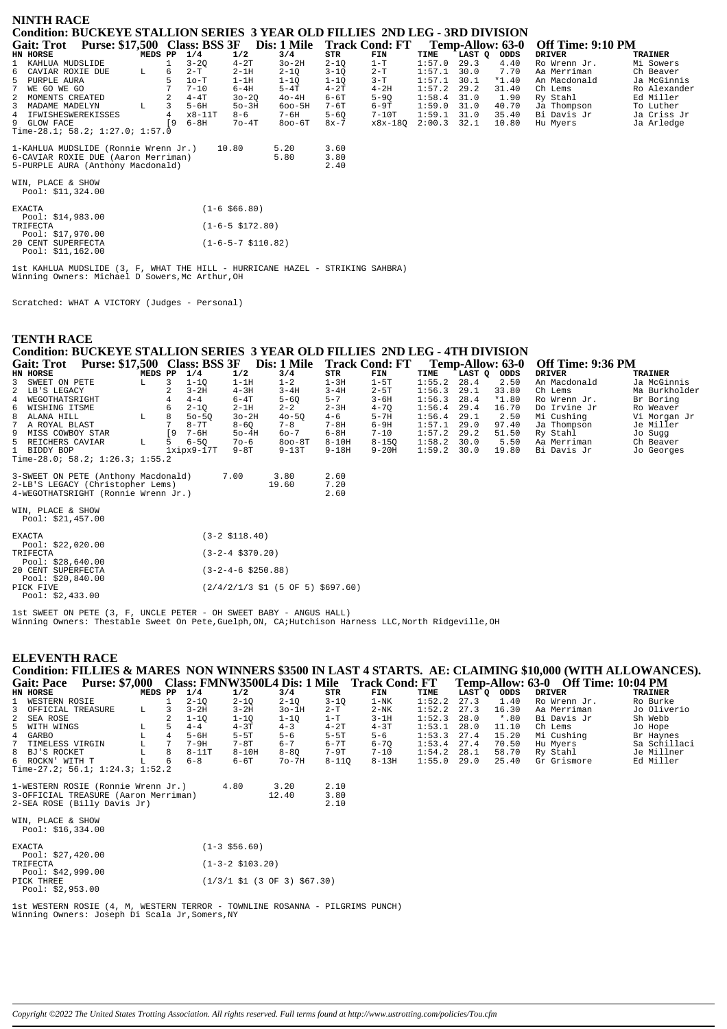## NINTH RACE

**Condition: BUCKEYE STALLION SERIES 3 YEAR OLD FILLIES 2ND LEG - 3RD DIVISION**

**Gait: Trot Purse: $17,500 Class: BSS 3F Dis: 1 Mile Track Cond: FT Temp-Allow: 63-0 Off Time: 9:10 PM**

| HN | HORSE | MEDS | PP | 1/4 | 1/2 | 3/4 | STR | FIN | TIME | LAST Q | ODDS | DRIVER | TRAINER |
|---|---|---|---|---|---|---|---|---|---|---|---|---|---|
| 1 | KAHLUA MUDSLIDE | | 1 | 3-2Q | 4-2T | 3o-2H | 2-1Q | 1-T | 1:57.0 | 29.3 | 4.40 | Ro Wrenn Jr. | Mi Sowers |
| 6 | CAVIAR ROXIE DUE | L | 6 | 2-T | 2-1H | 2-1Q | 3-1Q | 2-T | 1:57.1 | 30.0 | 7.70 | Aa Merriman | Ch Beaver |
| 5 | PURPLE AURA | | 5 | 1o-T | 1-1H | 1-1Q | 1-1Q | 3-T | 1:57.1 | 30.1 | *1.40 | An Macdonald | Ja McGinnis |
| 7 | WE GO WE GO | | 7 | 7-10 | 6-4H | 5-4T | 4-2T | 4-2H | 1:57.2 | 29.2 | 31.40 | Ch Lems | Ro Alexander |
| 2 | MOMENTS CREATED | | 2 | 4-4T | 3o-2Q | 4o-4H | 6-6T | 5-9Q | 1:58.4 | 31.0 | 1.90 | Ry Stahl | Ed Miller |
| 3 | MADAME MADELYN | L | 3 | 5-6H | 5o-3H | 6oo-5H | 7-6T | 6-9T | 1:59.0 | 31.0 | 40.70 | Ja Thompson | To Luther |
| 4 | IFWISHESWEREKISSES | | 4 | x8-11T | 8-6 | 7-6H | 5-6Q | 7-10T | 1:59.1 | 31.0 | 35.40 | Bi Davis Jr | Ja Criss Jr |
| 9 | GLOW FACE | | [9 | 6-8H | 7o-4T | 8oo-6T | 8x-7 | x8x-18Q | 2:00.3 | 32.1 | 10.80 | Hu Myers | Ja Arledge |

Time-28.1; 58.2; 1:27.0; 1:57.0

| | | | |
|---|---|---|---|
| 1-KAHLUA MUDSLIDE (Ronnie Wrenn Jr.) | 10.80 | 5.20 | 3.60 |
| 6-CAVIAR ROXIE DUE (Aaron Merriman) | | 5.80 | 3.80 |
| 5-PURPLE AURA (Anthony Macdonald) | | | 2.40 |

WIN, PLACE & SHOW
Pool: $11,324.00

EXACTA (1-6 $66.80)
Pool: $14,983.00
TRIFECTA (1-6-5 $172.80)
Pool: $17,970.00
20 CENT SUPERFECTA (1-6-5-7 $110.82)
Pool: $11,162.00

1st KAHLUA MUDSLIDE (3, F, WHAT THE HILL - HURRICANE HAZEL - STRIKING SAHBRA)
Winning Owners: Michael D Sowers,Mc Arthur,OH

Scratched: WHAT A VICTORY (Judges - Personal)

## TENTH RACE

**Condition: BUCKEYE STALLION SERIES 3 YEAR OLD FILLIES 2ND LEG - 4TH DIVISION**

**Gait: Trot Purse: $17,500 Class: BSS 3F Dis: 1 Mile Track Cond: FT Temp-Allow: 63-0 Off Time: 9:36 PM**

| HN | HORSE | MEDS | PP | 1/4 | 1/2 | 3/4 | STR | FIN | TIME | LAST Q | ODDS | DRIVER | TRAINER |
|---|---|---|---|---|---|---|---|---|---|---|---|---|---|
| 3 | SWEET ON PETE | L | 3 | 1-1Q | 1-1H | 1-2 | 1-3H | 1-5T | 1:55.2 | 28.4 | 2.50 | An Macdonald | Ja McGinnis |
| 2 | LB'S LEGACY | | 2 | 3-2H | 4-3H | 3-4H | 3-4H | 2-5T | 1:56.3 | 29.1 | 33.80 | Ch Lems | Ma Burkholder |
| 4 | WEGOTHATSRIGHT | | 4 | 4-4 | 6-4T | 5-6Q | 5-7 | 3-6H | 1:56.3 | 28.4 | *1.80 | Ro Wrenn Jr. | Br Boring |
| 6 | WISHING ITSME | | 6 | 2-1Q | 2-1H | 2-2 | 2-3H | 4-7Q | 1:56.4 | 29.4 | 16.70 | Do Irvine Jr | Ro Weaver |
| 8 | ALANA HILL | L | 8 | 5o-5Q | 3o-2H | 4o-5Q | 4-6 | 5-7H | 1:56.4 | 29.1 | 2.50 | Mi Cushing | Vi Morgan Jr |
| 7 | A ROYAL BLAST | | 7 | 8-7T | 8-6Q | 7-8 | 7-8H | 6-9H | 1:57.1 | 29.0 | 97.40 | Ja Thompson | Je Miller |
| 9 | MISS COWBOY STAR | | [9 | 7-6H | 5o-4H | 6o-7 | 6-8H | 7-10 | 1:57.2 | 29.2 | 51.50 | Ry Stahl | Jo Sugg |
| 5 | REICHERS CAVIAR | L | 5 | 6-5Q | 7o-6 | 8oo-8T | 8-10H | 8-15Q | 1:58.2 | 30.0 | 5.50 | Aa Merriman | Ch Beaver |
| 1 | BIDDY BOP | | 1xipx | 9-17T | 9-8T | 9-13T | 9-18H | 9-20H | 1:59.2 | 30.0 | 19.80 | Bi Davis Jr | Jo Georges |

Time-28.0; 58.2; 1:26.3; 1:55.2

| | | | |
|---|---|---|---|
| 3-SWEET ON PETE (Anthony Macdonald) | 7.00 | 3.80 | 2.60 |
| 2-LB'S LEGACY (Christopher Lems) | | 19.60 | 7.20 |
| 4-WEGOTHATSRIGHT (Ronnie Wrenn Jr.) | | | 2.60 |

WIN, PLACE & SHOW
Pool: $21,457.00

EXACTA (3-2 $118.40)
Pool: $22,020.00
TRIFECTA (3-2-4 $370.20)
Pool: $28,640.00
20 CENT SUPERFECTA (3-2-4-6 $250.88)
Pool: $20,840.00
PICK FIVE (2/4/2/1/3 $1 (5 OF 5) $697.60)
Pool: $2,433.00

1st SWEET ON PETE (3, F, UNCLE PETER - OH SWEET BABY - ANGUS HALL)
Winning Owners: Thestable Sweet On Pete,Guelph,ON, CA;Hutchison Harness LLC,North Ridgeville,OH

## ELEVENTH RACE

**Condition: FILLIES & MARES NON WINNERS $3500 IN LAST 4 STARTS. AE: CLAIMING $10,000 (WITH ALLOWANCES).**

**Gait: Pace Purse: $7,000 Class: FMNW3500L4 Dis: 1 Mile Track Cond: FT Temp-Allow: 63-0 Off Time: 10:04 PM**

| HN | HORSE | MEDS | PP | 1/4 | 1/2 | 3/4 | STR | FIN | TIME | LAST Q | ODDS | DRIVER | TRAINER |
|---|---|---|---|---|---|---|---|---|---|---|---|---|---|
| 1 | WESTERN ROSIE | | 1 | 2-1Q | 2-1Q | 2-1Q | 3-1Q | 1-NK | 1:52.2 | 27.3 | 1.40 | Ro Wrenn Jr. | Ro Burke |
| 3 | OFFICIAL TREASURE | L | 3 | 3-2H | 3-2H | 3o-1H | 2-T | 2-NK | 1:52.2 | 27.3 | 16.30 | Aa Merriman | Jo Oliverio |
| 2 | SEA ROSE | | 2 | 1-1Q | 1-1Q | 1-1Q | 1-T | 3-1H | 1:52.3 | 28.0 | *.80 | Bi Davis Jr | Sh Webb |
| 5 | WITH WINGS | L | 5 | 4-4 | 4-3T | 4-3 | 4-2T | 4-3T | 1:53.1 | 28.0 | 11.10 | Ch Lems | Jo Hope |
| 4 | GARBO | L | 4 | 5-6H | 5-5T | 5-6 | 5-5T | 5-6 | 1:53.3 | 27.4 | 15.20 | Mi Cushing | Br Haynes |
| 7 | TIMELESS VIRGIN | L | 7 | 7-9H | 7-8T | 6-7 | 6-7T | 6-7Q | 1:53.4 | 27.4 | 70.50 | Hu Myers | Sa Schillaci |
| 8 | BJ'S ROCKET | L | 8 | 8-11T | 8-10H | 8-8Q | 7-9T | 7-10 | 1:54.2 | 28.1 | 58.70 | Ry Stahl | Je Millner |
| 6 | ROCKN' WITH T | L | 6 | 6-8 | 6-6T | 7o-7H | 8-11Q | 8-13H | 1:55.0 | 29.0 | 25.40 | Gr Grismore | Ed Miller |

Time-27.2; 56.1; 1:24.3; 1:52.2

| | | | |
|---|---|---|---|
| 1-WESTERN ROSIE (Ronnie Wrenn Jr.) | 4.80 | 3.20 | 2.10 |
| 3-OFFICIAL TREASURE (Aaron Merriman) | | 12.40 | 3.80 |
| 2-SEA ROSE (Billy Davis Jr) | | | 2.10 |

WIN, PLACE & SHOW
Pool: $16,334.00

EXACTA (1-3 $56.60)
Pool: $27,420.00
TRIFECTA (1-3-2 $103.20)
Pool: $42,999.00
PICK THREE (1/3/1 $1 (3 OF 3) $67.30)
Pool: $2,953.00

1st WESTERN ROSIE (4, M, WESTERN TERROR - TOWNLINE ROSANNA - PILGRIMS PUNCH)
Winning Owners: Joseph Di Scala Jr,Somers,NY

Copyright ©2022 The United States Trotting Association. All rights reserved. Full terms found at http://www.ustrotting.com/policies/Tou.cfm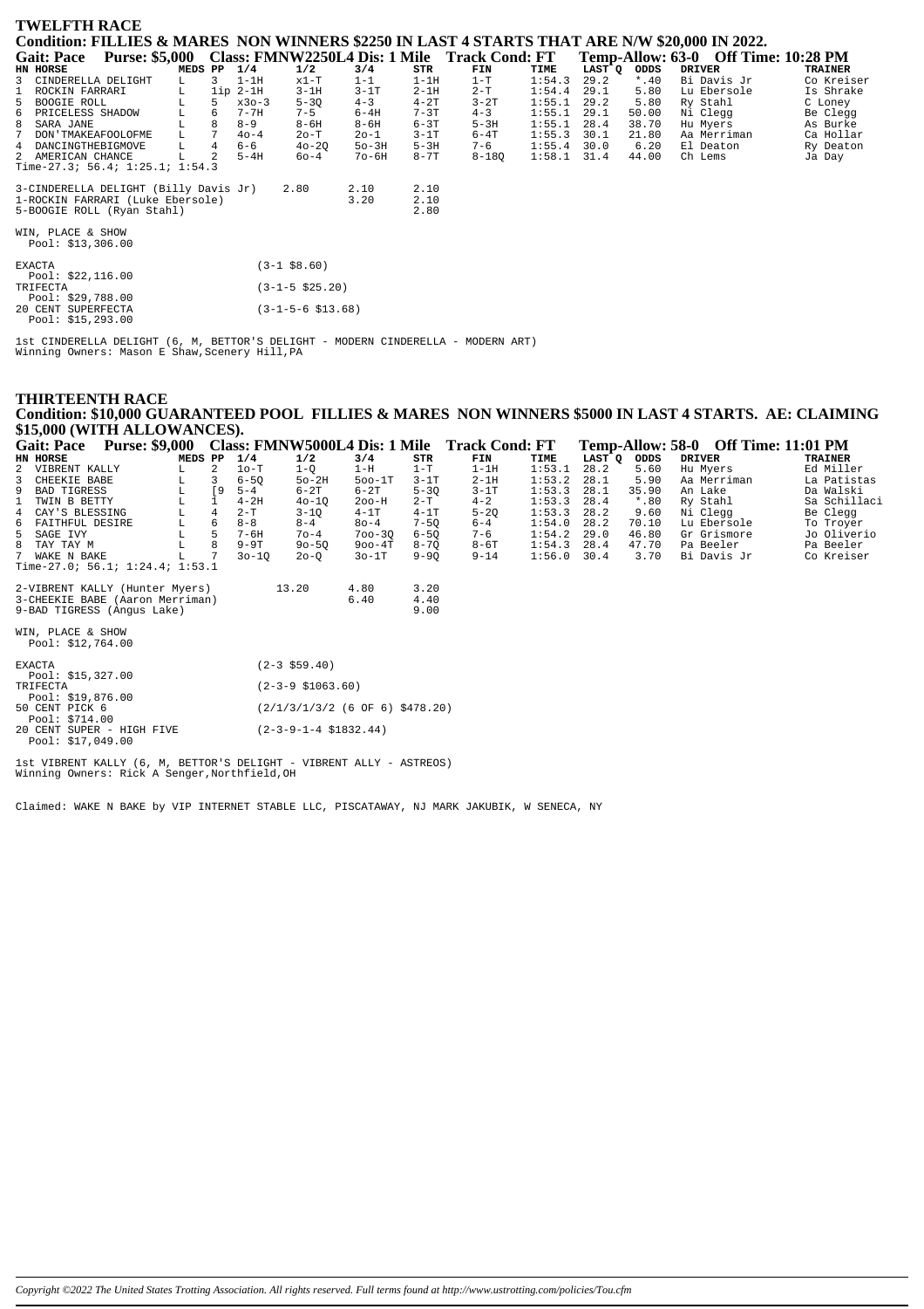## TWELFTH RACE

**Condition: FILLIES & MARES NON WINNERS $2250 IN LAST 4 STARTS THAT ARE N/W $20,000 IN 2022.**

**Gait: Pace Purse: $5,000 Class: FMNW2250L4 Dis: 1 Mile Track Cond: FT Temp-Allow: 63-0 Off Time: 10:28 PM**

| HN | HORSE | MEDS | PP | 1/4 | 1/2 | 3/4 | STR | FIN | TIME | LAST Q | ODDS | DRIVER | TRAINER |
|---|---|---|---|---|---|---|---|---|---|---|---|---|---|
| 3 | CINDERELLA DELIGHT | L | 3 | 1-1H | x1-T | 1-1 | 1-1H | 1-T | 1:54.3 | 29.2 | *.40 | Bi Davis Jr | Co Kreiser |
| 1 | ROCKIN FARRARI | L | 1ip | 2-1H | 3-1H | 3-1T | 2-1H | 2-T | 1:54.4 | 29.1 | 5.80 | Lu Ebersole | Is Shrake |
| 5 | BOOGIE ROLL | L | 5 | x3o-3 | 5-3Q | 4-3 | 4-2T | 3-2T | 1:55.1 | 29.2 | 5.80 | Ry Stahl | C Loney |
| 6 | PRICELESS SHADOW | L | 6 | 7-7H | 7-5 | 6-4H | 7-3T | 4-3 | 1:55.1 | 29.1 | 50.00 | Ni Clegg | Be Clegg |
| 8 | SARA JANE | L | 8 | 8-9 | 8-6H | 8-6H | 6-3T | 5-3H | 1:55.1 | 28.4 | 38.70 | Hu Myers | As Burke |
| 7 | DON'TMAKEAFOOLOFME | L | 7 | 4o-4 | 2o-T | 2o-1 | 3-1T | 6-4T | 1:55.3 | 30.1 | 21.80 | Aa Merriman | Ca Hollar |
| 4 | DANCINGTHEBIGMOVE | L | 4 | 6-6 | 4o-2Q | 5o-3H | 5-3H | 7-6 | 1:55.4 | 30.0 | 6.20 | El Deaton | Ry Deaton |
| 2 | AMERICAN CHANCE | L | 2 | 5-4H | 6o-4 | 7o-6H | 8-7T | 8-18Q | 1:58.1 | 31.4 | 44.00 | Ch Lems | Ja Day |

Time-27.3; 56.4; 1:25.1; 1:54.3

| | | | |
|---|---|---|---|
| 3-CINDERELLA DELIGHT (Billy Davis Jr) | 2.80 | 2.10 | 2.10 |
| 1-ROCKIN FARRARI (Luke Ebersole) | | 3.20 | 2.10 |
| 5-BOOGIE ROLL (Ryan Stahl) | | | 2.80 |

WIN, PLACE & SHOW
Pool: $13,306.00

| | |
|---|---|
| EXACTA<br>Pool: $22,116.00 | (3-1 $8.60) |
| TRIFECTA<br>Pool: $29,788.00 | (3-1-5 $25.20) |
| 20 CENT SUPERFECTA<br>Pool: $15,293.00 | (3-1-5-6 $13.68) |

1st CINDERELLA DELIGHT (6, M, BETTOR'S DELIGHT - MODERN CINDERELLA - MODERN ART)
Winning Owners: Mason E Shaw,Scenery Hill,PA

## THIRTEENTH RACE

**Condition: $10,000 GUARANTEED POOL FILLIES & MARES NON WINNERS $5000 IN LAST 4 STARTS. AE: CLAIMING $15,000 (WITH ALLOWANCES).**

**Gait: Pace Purse: $9,000 Class: FMNW5000L4 Dis: 1 Mile Track Cond: FT Temp-Allow: 58-0 Off Time: 11:01 PM**

| HN | HORSE | MEDS | PP | 1/4 | 1/2 | 3/4 | STR | FIN | TIME | LAST Q | ODDS | DRIVER | TRAINER |
|---|---|---|---|---|---|---|---|---|---|---|---|---|---|
| 2 | VIBRENT KALLY | L | 2 | 1o-T | 1-Q | 1-H | 1-T | 1-1H | 1:53.1 | 28.2 | 5.60 | Hu Myers | Ed Miller |
| 3 | CHEEKIE BABE | L | 3 | 6-5Q | 5o-2H | 5oo-1T | 3-1T | 2-1H | 1:53.2 | 28.1 | 5.90 | Aa Merriman | La Patistas |
| 9 | BAD TIGRESS | L | [9 | 5-4 | 6-2T | 6-2T | 5-3Q | 3-1T | 1:53.3 | 28.1 | 35.90 | An Lake | Da Walski |
| 1 | TWIN B BETTY | L | 1 | 4-2H | 4o-1Q | 2oo-H | 2-T | 4-2 | 1:53.3 | 28.4 | *.80 | Ry Stahl | Sa Schillaci |
| 4 | CAY'S BLESSING | L | 4 | 2-T | 3-1Q | 4-1T | 4-1T | 5-2Q | 1:53.3 | 28.2 | 9.60 | Ni Clegg | Be Clegg |
| 6 | FAITHFUL DESIRE | L | 6 | 8-8 | 8-4 | 8o-4 | 7-5Q | 6-4 | 1:54.0 | 28.2 | 70.10 | Lu Ebersole | To Troyer |
| 5 | SAGE IVY | L | 5 | 7-6H | 7o-4 | 7oo-3Q | 6-5Q | 7-6 | 1:54.2 | 29.0 | 46.80 | Gr Grismore | Jo Oliverio |
| 8 | TAY TAY M | L | 8 | 9-9T | 9o-5Q | 9oo-4T | 8-7Q | 8-6T | 1:54.3 | 28.4 | 47.70 | Pa Beeler | Pa Beeler |
| 7 | WAKE N BAKE | L | 7 | 3o-1Q | 2o-Q | 3o-1T | 9-9Q | 9-14 | 1:56.0 | 30.4 | 3.70 | Bi Davis Jr | Co Kreiser |

Time-27.0; 56.1; 1:24.4; 1:53.1

| | | | |
|---|---|---|---|
| 2-VIBRENT KALLY (Hunter Myers) | 13.20 | 4.80 | 3.20 |
| 3-CHEEKIE BABE (Aaron Merriman) | | 6.40 | 4.40 |
| 9-BAD TIGRESS (Angus Lake) | | | 9.00 |

WIN, PLACE & SHOW
Pool: $12,764.00

| | |
|---|---|
| EXACTA<br>Pool: $15,327.00 | (2-3 $59.40) |
| TRIFECTA<br>Pool: $19,876.00 | (2-3-9 $1063.60) |
| 50 CENT PICK 6<br>Pool: $714.00 | (2/1/3/1/3/2 (6 OF 6) $478.20) |
| 20 CENT SUPER - HIGH FIVE<br>Pool: $17,049.00 | (2-3-9-1-4 $1832.44) |

1st VIBRENT KALLY (6, M, BETTOR'S DELIGHT - VIBRENT ALLY - ASTREOS)
Winning Owners: Rick A Senger,Northfield,OH

Claimed: WAKE N BAKE by VIP INTERNET STABLE LLC, PISCATAWAY, NJ MARK JAKUBIK, W SENECA, NY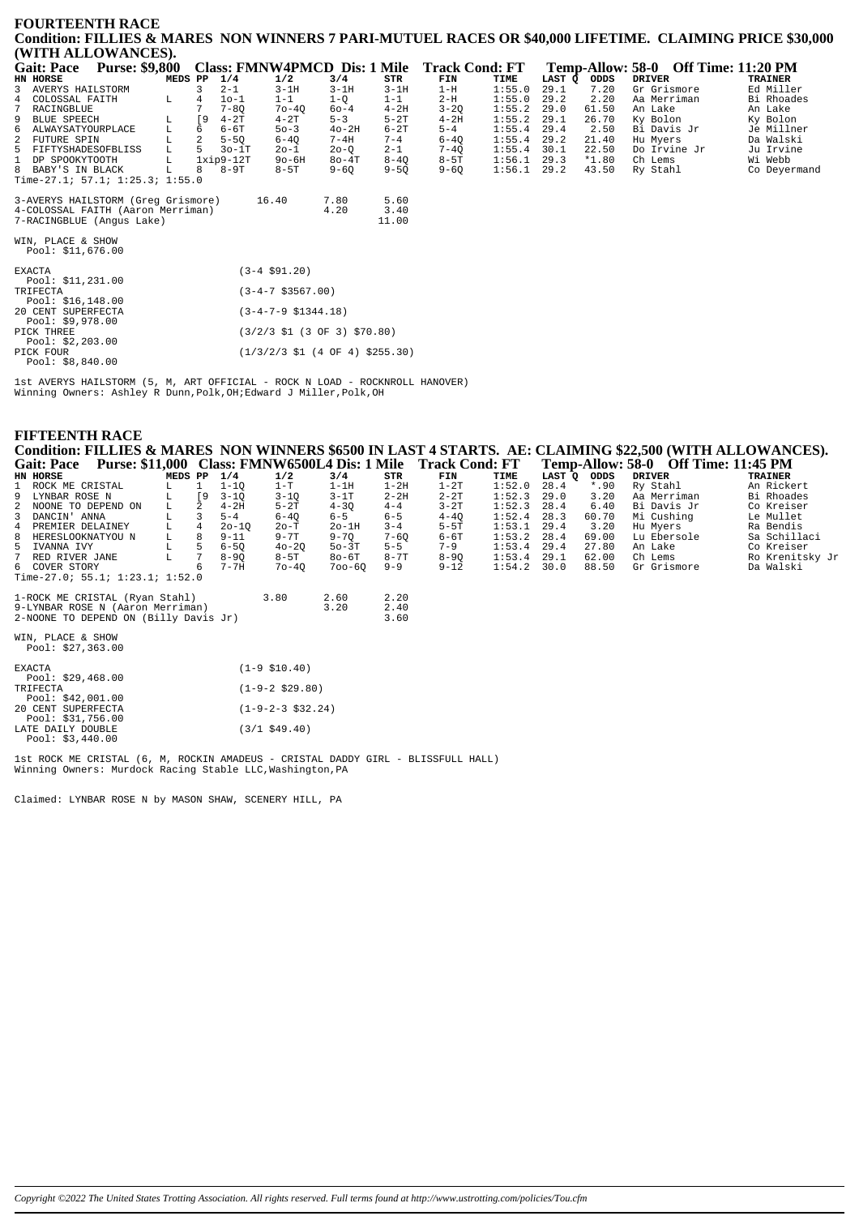## FOURTEENTH RACE

**Condition: FILLIES & MARES NON WINNERS 7 PARI-MUTUEL RACES OR $40,000 LIFETIME. CLAIMING PRICE $30,000 (WITH ALLOWANCES).**

**Gait: Pace Purse: $9,800 Class: FMNW4PMCD Dis: 1 Mile Track Cond: FT Temp-Allow: 58-0 Off Time: 11:20 PM**

| HN | HORSE | MEDS | PP | 1/4 | 1/2 | 3/4 | STR | FIN | TIME | LAST Q | ODDS | DRIVER | TRAINER |
|---|---|---|---|---|---|---|---|---|---|---|---|---|---|
| 3 | AVERYS HAILSTORM | | 3 | 2-1 | 3-1H | 3-1H | 3-1H | 1-H | 1:55.0 | 29.1 | 7.20 | Gr Grismore | Ed Miller |
| 4 | COLOSSAL FAITH | L | 4 | 1o-1 | 1-1 | 1-Q | 1-1 | 2-H | 1:55.0 | 29.2 | 2.20 | Aa Merriman | Bi Rhoades |
| 7 | RACINGBLUE | | 7 | 7-8Q | 7o-4Q | 6o-4 | 4-2H | 3-2Q | 1:55.2 | 29.0 | 61.50 | An Lake | An Lake |
| 9 | BLUE SPEECH | L | [9 | 4-2T | 4-2T | 5-3 | 5-2T | 4-2H | 1:55.2 | 29.1 | 26.70 | Ky Bolon | Ky Bolon |
| 6 | ALWAYSATYOURPLACE | L | 6 | 6-6T | 5o-3 | 4o-2H | 6-2T | 5-4 | 1:55.4 | 29.4 | 2.50 | Bi Davis Jr | Je Millner |
| 2 | FUTURE SPIN | L | 2 | 5-5Q | 6-4Q | 7-4H | 7-4 | 6-4Q | 1:55.4 | 29.2 | 21.40 | Hu Myers | Da Walski |
| 5 | FIFTYSHADESOFBLISS | L | 5 | 3o-1T | 2o-1 | 2o-Q | 2-1 | 7-4Q | 1:55.4 | 30.1 | 22.50 | Do Irvine Jr | Ju Irvine |
| 1 | DP SPOOKYTOOTH | L | 1 | xip9-12T | 9o-6H | 8o-4T | 8-4Q | 8-5T | 1:56.1 | 29.3 | *1.80 | Ch Lems | Wi Webb |
| 8 | BABY'S IN BLACK | L | 8 | 8-9T | 8-5T | 9-6Q | 9-5Q | 9-6Q | 1:56.1 | 29.2 | 43.50 | Ry Stahl | Co Deyermand |

Time-27.1; 57.1; 1:25.3; 1:55.0

| | | | |
|---|---|---|---|
| 3-AVERYS HAILSTORM (Greg Grismore) | 16.40 | 7.80 | 5.60 |
| 4-COLOSSAL FAITH (Aaron Merriman) | | 4.20 | 3.40 |
| 7-RACINGBLUE (Angus Lake) | | | 11.00 |

WIN, PLACE & SHOW
Pool: $11,676.00

| | |
|---|---|
| EXACTA Pool: $11,231.00 | (3-4 $91.20) |
| TRIFECTA Pool: $16,148.00 | (3-4-7 $3567.00) |
| 20 CENT SUPERFECTA Pool: $9,978.00 | (3-4-7-9 $1344.18) |
| PICK THREE Pool: $2,203.00 | (3/2/3 $1 (3 OF 3) $70.80) |
| PICK FOUR Pool: $8,840.00 | (1/3/2/3 $1 (4 OF 4) $255.30) |

1st AVERYS HAILSTORM (5, M, ART OFFICIAL - ROCK N LOAD - ROCKNROLL HANOVER)
Winning Owners: Ashley R Dunn,Polk,OH;Edward J Miller,Polk,OH

## FIFTEENTH RACE

**Condition: FILLIES & MARES NON WINNERS $6500 IN LAST 4 STARTS. AE: CLAIMING $22,500 (WITH ALLOWANCES).**

**Gait: Pace Purse: $11,000 Class: FMNW6500L4 Dis: 1 Mile Track Cond: FT Temp-Allow: 58-0 Off Time: 11:45 PM**

| HN | HORSE | MEDS | PP | 1/4 | 1/2 | 3/4 | STR | FIN | TIME | LAST Q | ODDS | DRIVER | TRAINER |
|---|---|---|---|---|---|---|---|---|---|---|---|---|---|
| 1 | ROCK ME CRISTAL | L | 1 | 1-1Q | 1-T | 1-1H | 1-2H | 1-2T | 1:52.0 | 28.4 | *.90 | Ry Stahl | An Rickert |
| 9 | LYNBAR ROSE N | L | [9 | 3-1Q | 3-1Q | 3-1T | 2-2H | 2-2T | 1:52.3 | 29.0 | 3.20 | Aa Merriman | Bi Rhoades |
| 2 | NOONE TO DEPEND ON | L | 2 | 4-2H | 5-2T | 4-3Q | 4-4 | 3-2T | 1:52.3 | 28.4 | 6.40 | Bi Davis Jr | Co Kreiser |
| 3 | DANCIN' ANNA | L | 3 | 5-4 | 6-4Q | 6-5 | 6-5 | 4-4Q | 1:52.4 | 28.3 | 60.70 | Mi Cushing | Le Mullet |
| 4 | PREMIER DELAINEY | L | 4 | 2o-1Q | 2o-T | 2o-1H | 3-4 | 5-5T | 1:53.1 | 29.4 | 3.20 | Hu Myers | Ra Bendis |
| 8 | HERESLOOKNATYOU N | L | 8 | 9-11 | 9-7T | 9-7Q | 7-6Q | 6-6T | 1:53.2 | 28.4 | 69.00 | Lu Ebersole | Sa Schillaci |
| 5 | IVANNA IVY | L | 5 | 6-5Q | 4o-2Q | 5o-3T | 5-5 | 7-9 | 1:53.4 | 29.4 | 27.80 | An Lake | Co Kreiser |
| 7 | RED RIVER JANE | L | 7 | 8-9Q | 8-5T | 8o-6T | 8-7T | 8-9Q | 1:53.4 | 29.1 | 62.00 | Ch Lems | Ro Krenitsky Jr |
| 6 | COVER STORY | | 6 | 7-7H | 7o-4Q | 7oo-6Q | 9-9 | 9-12 | 1:54.2 | 30.0 | 88.50 | Gr Grismore | Da Walski |

Time-27.0; 55.1; 1:23.1; 1:52.0

| | | | |
|---|---|---|---|
| 1-ROCK ME CRISTAL (Ryan Stahl) | 3.80 | 2.60 | 2.20 |
| 9-LYNBAR ROSE N (Aaron Merriman) | | 3.20 | 2.40 |
| 2-NOONE TO DEPEND ON (Billy Davis Jr) | | | 3.60 |

WIN, PLACE & SHOW
Pool: $27,363.00

| | |
|---|---|
| EXACTA Pool: $29,468.00 | (1-9 $10.40) |
| TRIFECTA Pool: $42,001.00 | (1-9-2 $29.80) |
| 20 CENT SUPERFECTA Pool: $31,756.00 | (1-9-2-3 $32.24) |
| LATE DAILY DOUBLE Pool: $3,440.00 | (3/1 $49.40) |

1st ROCK ME CRISTAL (6, M, ROCKIN AMADEUS - CRISTAL DADDY GIRL - BLISSFULL HALL)
Winning Owners: Murdock Racing Stable LLC,Washington,PA

Claimed: LYNBAR ROSE N by MASON SHAW, SCENERY HILL, PA